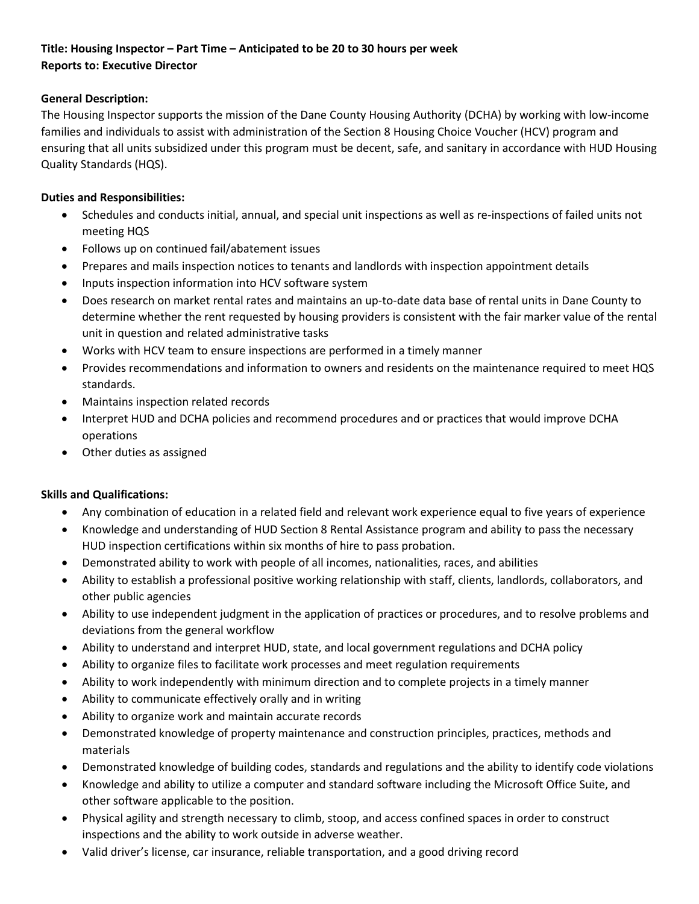**Title: Housing Inspector – Part Time – Anticipated to be 20 to 30 hours per week**
**Reports to: Executive Director**

**General Description:**
The Housing Inspector supports the mission of the Dane County Housing Authority (DCHA) by working with low-income families and individuals to assist with administration of the Section 8 Housing Choice Voucher (HCV) program and ensuring that all units subsidized under this program must be decent, safe, and sanitary in accordance with HUD Housing Quality Standards (HQS).

**Duties and Responsibilities:**

- Schedules and conducts initial, annual, and special unit inspections as well as re-inspections of failed units not meeting HQS
- Follows up on continued fail/abatement issues
- Prepares and mails inspection notices to tenants and landlords with inspection appointment details
- Inputs inspection information into HCV software system
- Does research on market rental rates and maintains an up-to-date data base of rental units in Dane County to determine whether the rent requested by housing providers is consistent with the fair marker value of the rental unit in question and related administrative tasks
- Works with HCV team to ensure inspections are performed in a timely manner
- Provides recommendations and information to owners and residents on the maintenance required to meet HQS standards.
- Maintains inspection related records
- Interpret HUD and DCHA policies and recommend procedures and or practices that would improve DCHA operations
- Other duties as assigned

**Skills and Qualifications:**

- Any combination of education in a related field and relevant work experience equal to five years of experience
- Knowledge and understanding of HUD Section 8 Rental Assistance program and ability to pass the necessary HUD inspection certifications within six months of hire to pass probation.
- Demonstrated ability to work with people of all incomes, nationalities, races, and abilities
- Ability to establish a professional positive working relationship with staff, clients, landlords, collaborators, and other public agencies
- Ability to use independent judgment in the application of practices or procedures, and to resolve problems and deviations from the general workflow
- Ability to understand and interpret HUD, state, and local government regulations and DCHA policy
- Ability to organize files to facilitate work processes and meet regulation requirements
- Ability to work independently with minimum direction and to complete projects in a timely manner
- Ability to communicate effectively orally and in writing
- Ability to organize work and maintain accurate records
- Demonstrated knowledge of property maintenance and construction principles, practices, methods and materials
- Demonstrated knowledge of building codes, standards and regulations and the ability to identify code violations
- Knowledge and ability to utilize a computer and standard software including the Microsoft Office Suite, and other software applicable to the position.
- Physical agility and strength necessary to climb, stoop, and access confined spaces in order to construct inspections and the ability to work outside in adverse weather.
- Valid driver's license, car insurance, reliable transportation, and a good driving record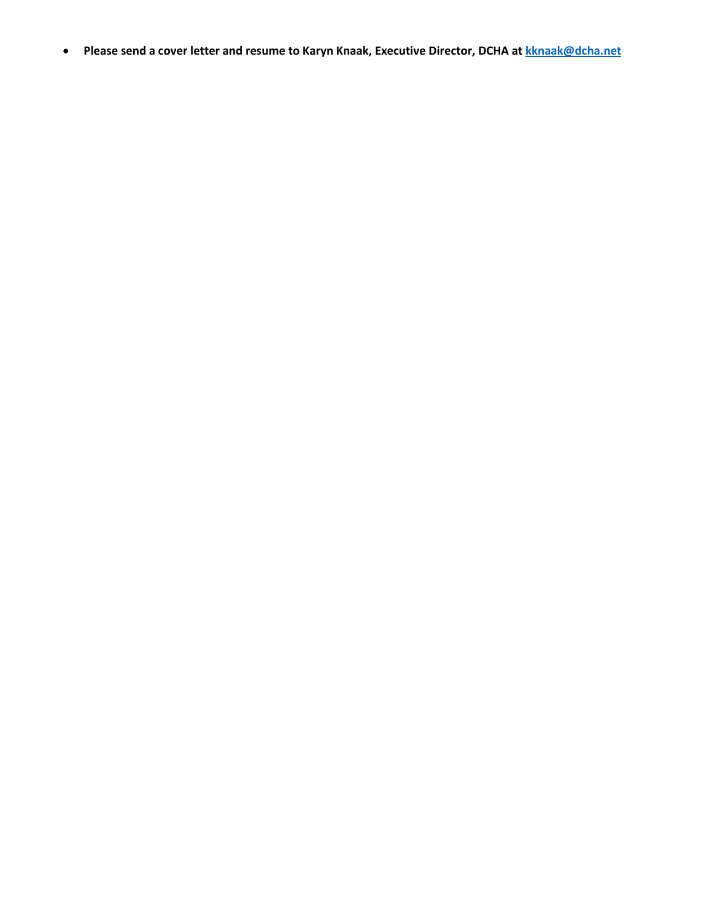- **Please send a cover letter and resume to Karyn Knaak, Executive Director, DCHA at kknaak@dcha.net**